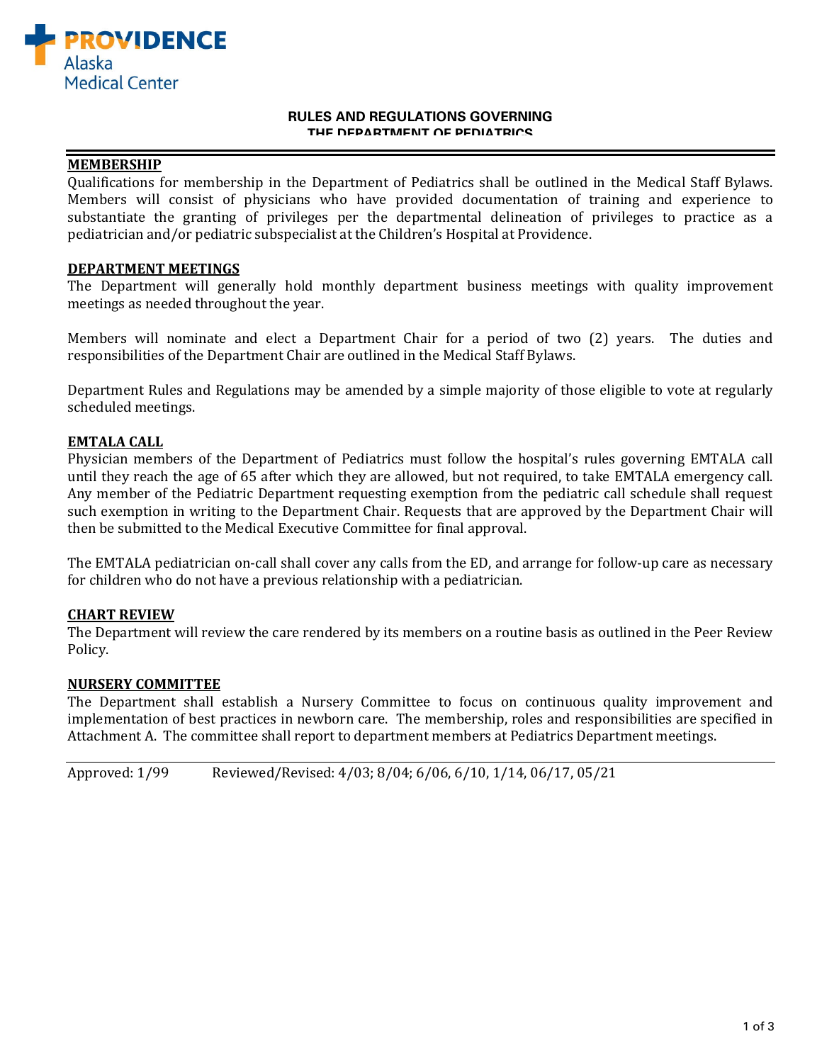Providence Alaska Medical Center

# RULES AND REGULATIONS GOVERNING THE DEPARTMENT OF PEDIATRICS

## MEMBERSHIP

Qualifications for membership in the Department of Pediatrics shall be outlined in the Medical Staff Bylaws. Members will consist of physicians who have provided documentation of training and experience to substantiate the granting of privileges per the departmental delineation of privileges to practice as a pediatrician and/or pediatric subspecialist at the Children's Hospital at Providence.

## DEPARTMENT MEETINGS

The Department will generally hold monthly department business meetings with quality improvement meetings as needed throughout the year.

Members will nominate and elect a Department Chair for a period of two (2) years. The duties and responsibilities of the Department Chair are outlined in the Medical Staff Bylaws.

Department Rules and Regulations may be amended by a simple majority of those eligible to vote at regularly scheduled meetings.

## EMTALA CALL

Physician members of the Department of Pediatrics must follow the hospital's rules governing EMTALA call until they reach the age of 65 after which they are allowed, but not required, to take EMTALA emergency call. Any member of the Pediatric Department requesting exemption from the pediatric call schedule shall request such exemption in writing to the Department Chair. Requests that are approved by the Department Chair will then be submitted to the Medical Executive Committee for final approval.

The EMTALA pediatrician on-call shall cover any calls from the ED, and arrange for follow-up care as necessary for children who do not have a previous relationship with a pediatrician.

## CHART REVIEW

The Department will review the care rendered by its members on a routine basis as outlined in the Peer Review Policy.

## NURSERY COMMITTEE

The Department shall establish a Nursery Committee to focus on continuous quality improvement and implementation of best practices in newborn care. The membership, roles and responsibilities are specified in Attachment A. The committee shall report to department members at Pediatrics Department meetings.

Approved: 1/99 Reviewed/Revised: 4/03; 8/04; 6/06, 6/10, 1/14, 06/17, 05/21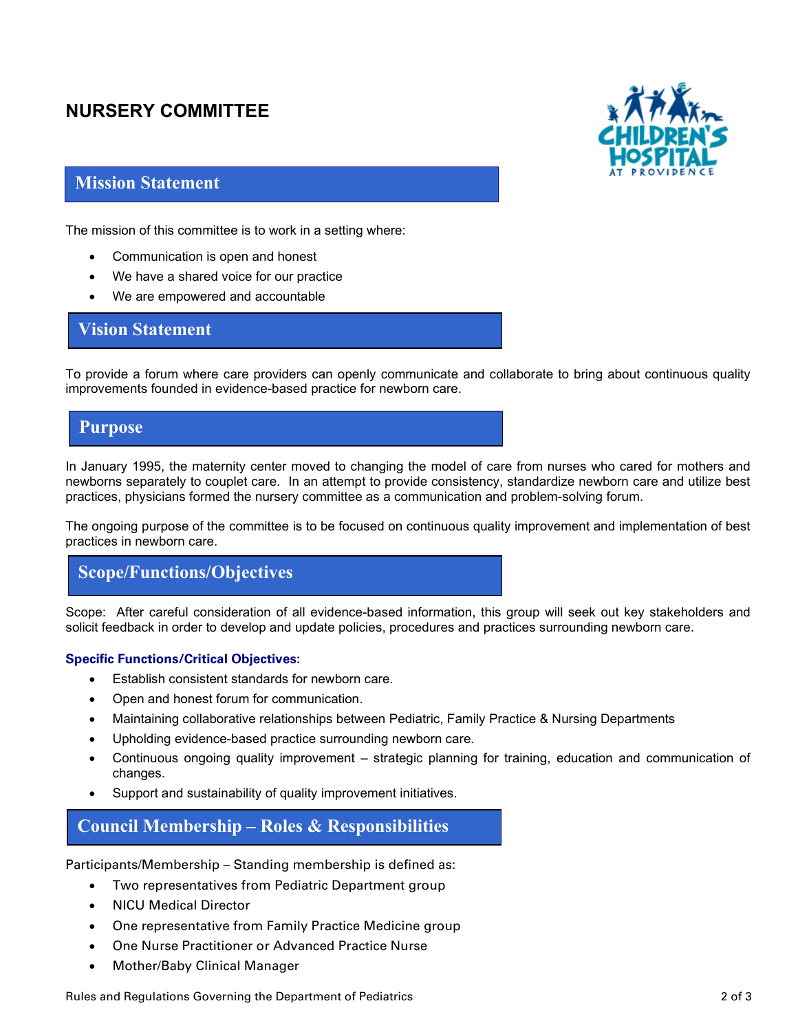# NURSERY COMMITTEE

## Mission Statement

The mission of this committee is to work in a setting where:

- Communication is open and honest
- We have a shared voice for our practice
- We are empowered and accountable

## Vision Statement

To provide a forum where care providers can openly communicate and collaborate to bring about continuous quality improvements founded in evidence-based practice for newborn care.

## Purpose

In January 1995, the maternity center moved to changing the model of care from nurses who cared for mothers and newborns separately to couplet care. In an attempt to provide consistency, standardize newborn care and utilize best practices, physicians formed the nursery committee as a communication and problem-solving forum.

The ongoing purpose of the committee is to be focused on continuous quality improvement and implementation of best practices in newborn care.

## Scope/Functions/Objectives

Scope: After careful consideration of all evidence-based information, this group will seek out key stakeholders and solicit feedback in order to develop and update policies, procedures and practices surrounding newborn care.

### Specific Functions/Critical Objectives:

- Establish consistent standards for newborn care.
- Open and honest forum for communication.
- Maintaining collaborative relationships between Pediatric, Family Practice & Nursing Departments
- Upholding evidence-based practice surrounding newborn care.
- Continuous ongoing quality improvement – strategic planning for training, education and communication of changes.
- Support and sustainability of quality improvement initiatives.

## Council Membership – Roles & Responsibilities

Participants/Membership – Standing membership is defined as:

- Two representatives from Pediatric Department group
- NICU Medical Director
- One representative from Family Practice Medicine group
- One Nurse Practitioner or Advanced Practice Nurse
- Mother/Baby Clinical Manager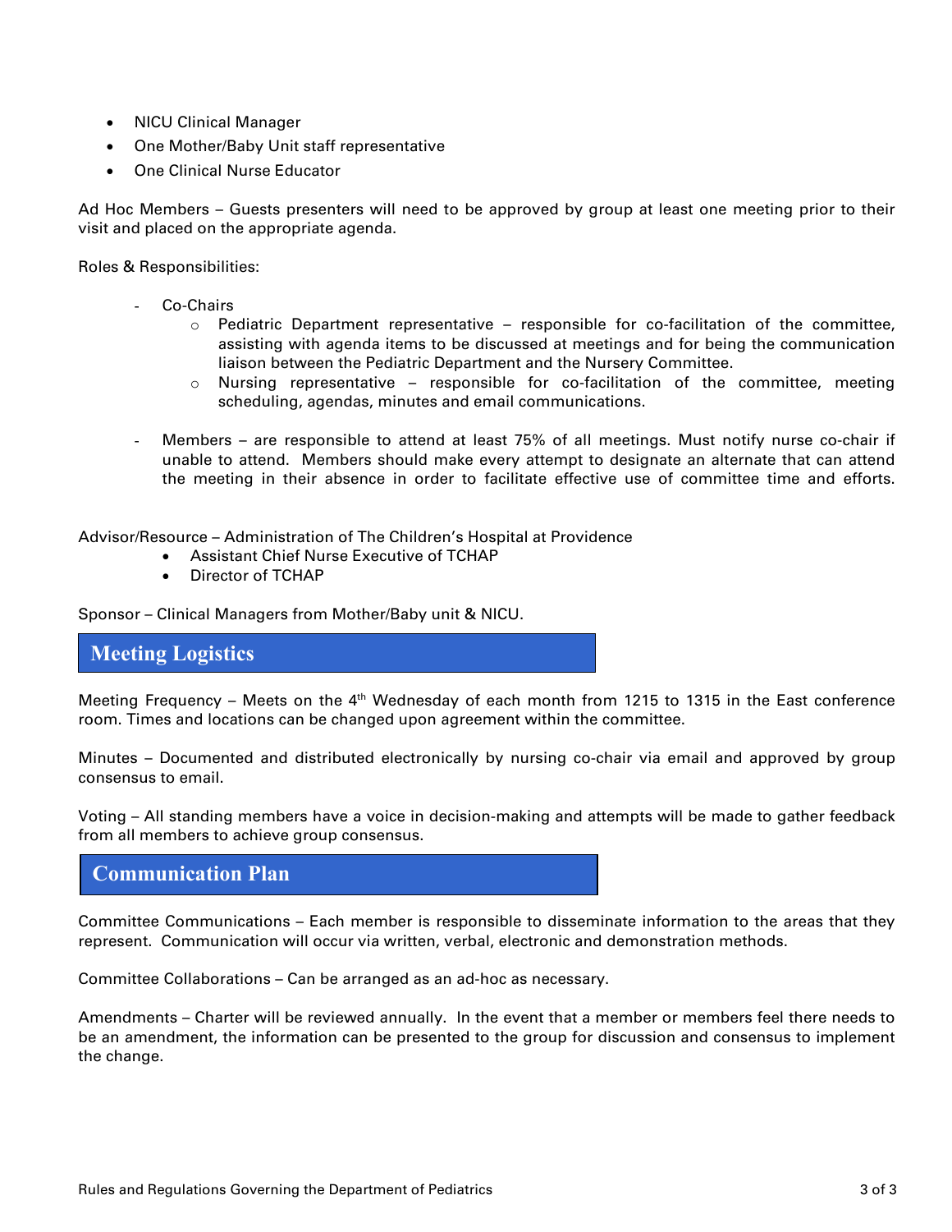- NICU Clinical Manager
- One Mother/Baby Unit staff representative
- One Clinical Nurse Educator

Ad Hoc Members – Guests presenters will need to be approved by group at least one meeting prior to their visit and placed on the appropriate agenda.

Roles & Responsibilities:

- Co-Chairs
  - Pediatric Department representative – responsible for co-facilitation of the committee, assisting with agenda items to be discussed at meetings and for being the communication liaison between the Pediatric Department and the Nursery Committee.
  - Nursing representative – responsible for co-facilitation of the committee, meeting scheduling, agendas, minutes and email communications.

- Members – are responsible to attend at least 75% of all meetings. Must notify nurse co-chair if unable to attend. Members should make every attempt to designate an alternate that can attend the meeting in their absence in order to facilitate effective use of committee time and efforts.

Advisor/Resource – Administration of The Children's Hospital at Providence

- Assistant Chief Nurse Executive of TCHAP
- Director of TCHAP

Sponsor – Clinical Managers from Mother/Baby unit & NICU.

## Meeting Logistics

Meeting Frequency – Meets on the 4th Wednesday of each month from 1215 to 1315 in the East conference room. Times and locations can be changed upon agreement within the committee.

Minutes – Documented and distributed electronically by nursing co-chair via email and approved by group consensus to email.

Voting – All standing members have a voice in decision-making and attempts will be made to gather feedback from all members to achieve group consensus.

## Communication Plan

Committee Communications – Each member is responsible to disseminate information to the areas that they represent. Communication will occur via written, verbal, electronic and demonstration methods.

Committee Collaborations – Can be arranged as an ad-hoc as necessary.

Amendments – Charter will be reviewed annually. In the event that a member or members feel there needs to be an amendment, the information can be presented to the group for discussion and consensus to implement the change.